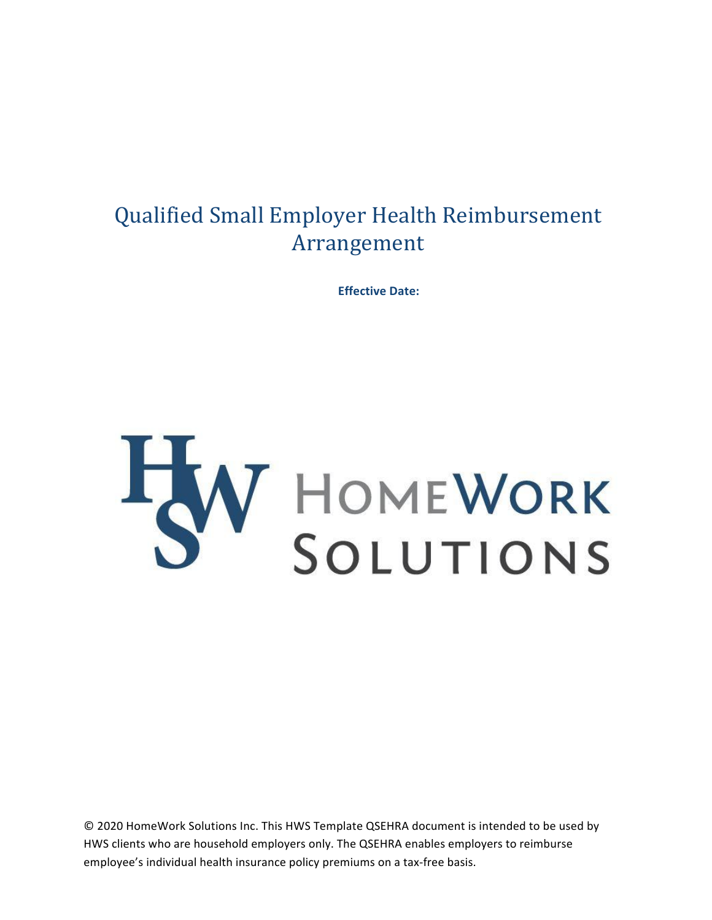# Qualified Small Employer Health Reimbursement Arrangement

**Effective Date:**

HomeWork Solutions

© 2020 HomeWork Solutions Inc. This HWS Template QSEHRA document is intended to be used by HWS clients who are household employers only. The QSEHRA enables employers to reimburse employee's individual health insurance policy premiums on a tax-free basis.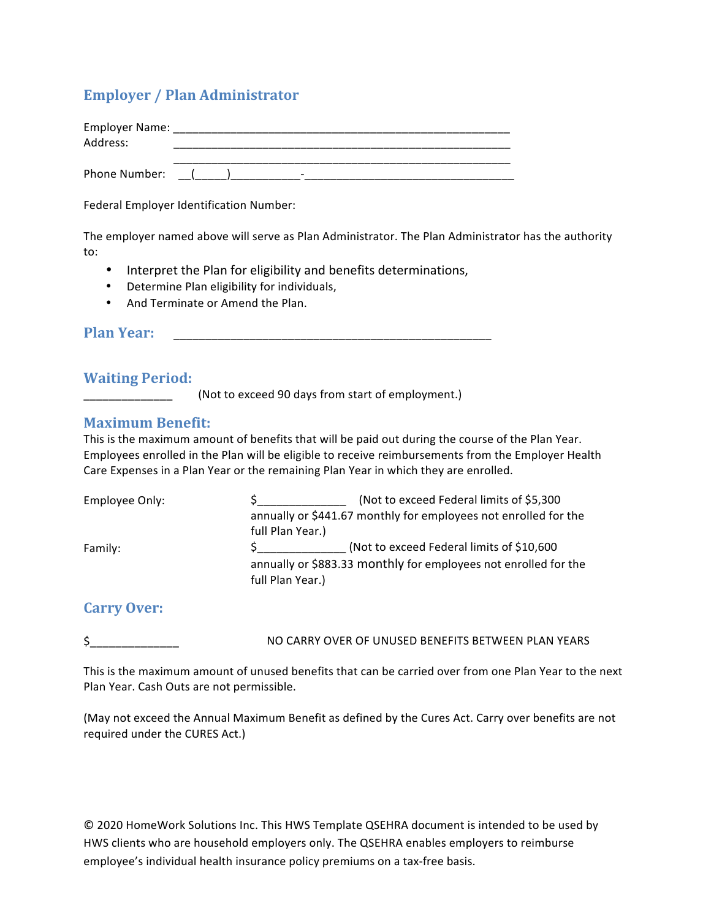## Employer / Plan Administrator

Employer Name: ______________________________________________________
Address: ______________________________________________________
______________________________________________________
Phone Number: __(_____)___________-_________________________________

Federal Employer Identification Number:

The employer named above will serve as Plan Administrator. The Plan Administrator has the authority to:

- Interpret the Plan for eligibility and benefits determinations,
- Determine Plan eligibility for individuals,
- And Terminate or Amend the Plan.

## Plan Year: _______________________________________________

## Waiting Period:

_____________ (Not to exceed 90 days from start of employment.)

## Maximum Benefit:

This is the maximum amount of benefits that will be paid out during the course of the Plan Year. Employees enrolled in the Plan will be eligible to receive reimbursements from the Employer Health Care Expenses in a Plan Year or the remaining Plan Year in which they are enrolled.

Employee Only: $_____________ (Not to exceed Federal limits of $5,300 annually or $441.67 monthly for employees not enrolled for the full Plan Year.)

Family: $_____________ (Not to exceed Federal limits of $10,600 annually or $883.33 monthly for employees not enrolled for the full Plan Year.)

## Carry Over:

$_____________ NO CARRY OVER OF UNUSED BENEFITS BETWEEN PLAN YEARS

This is the maximum amount of unused benefits that can be carried over from one Plan Year to the next Plan Year. Cash Outs are not permissible.

(May not exceed the Annual Maximum Benefit as defined by the Cures Act. Carry over benefits are not required under the CURES Act.)

© 2020 HomeWork Solutions Inc. This HWS Template QSEHRA document is intended to be used by HWS clients who are household employers only. The QSEHRA enables employers to reimburse employee's individual health insurance policy premiums on a tax-free basis.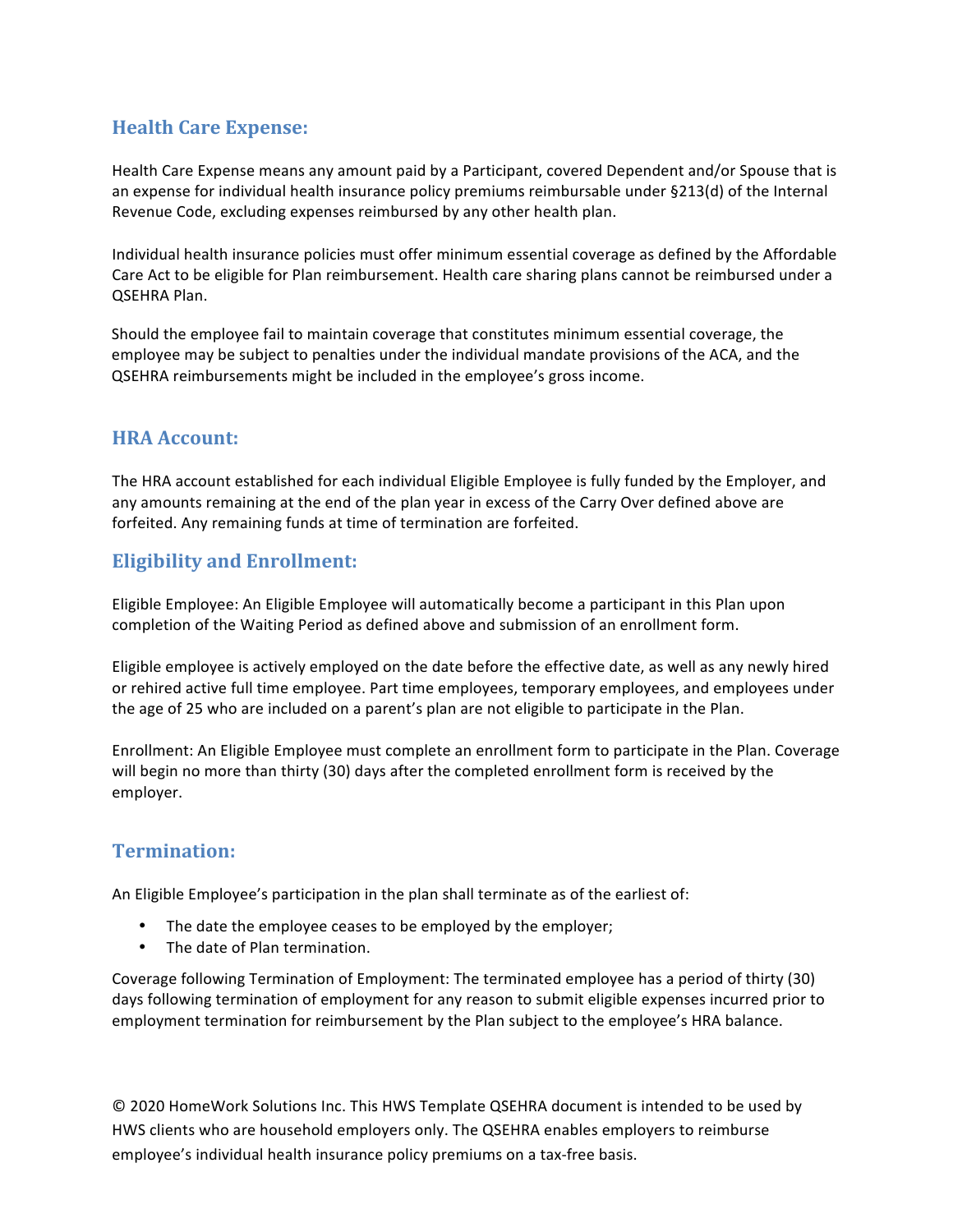## Health Care Expense:

Health Care Expense means any amount paid by a Participant, covered Dependent and/or Spouse that is an expense for individual health insurance policy premiums reimbursable under §213(d) of the Internal Revenue Code, excluding expenses reimbursed by any other health plan.

Individual health insurance policies must offer minimum essential coverage as defined by the Affordable Care Act to be eligible for Plan reimbursement. Health care sharing plans cannot be reimbursed under a QSEHRA Plan.

Should the employee fail to maintain coverage that constitutes minimum essential coverage, the employee may be subject to penalties under the individual mandate provisions of the ACA, and the QSEHRA reimbursements might be included in the employee's gross income.

## HRA Account:

The HRA account established for each individual Eligible Employee is fully funded by the Employer, and any amounts remaining at the end of the plan year in excess of the Carry Over defined above are forfeited. Any remaining funds at time of termination are forfeited.

## Eligibility and Enrollment:

Eligible Employee: An Eligible Employee will automatically become a participant in this Plan upon completion of the Waiting Period as defined above and submission of an enrollment form.

Eligible employee is actively employed on the date before the effective date, as well as any newly hired or rehired active full time employee. Part time employees, temporary employees, and employees under the age of 25 who are included on a parent's plan are not eligible to participate in the Plan.

Enrollment: An Eligible Employee must complete an enrollment form to participate in the Plan. Coverage will begin no more than thirty (30) days after the completed enrollment form is received by the employer.

## Termination:

An Eligible Employee's participation in the plan shall terminate as of the earliest of:

- The date the employee ceases to be employed by the employer;
- The date of Plan termination.

Coverage following Termination of Employment: The terminated employee has a period of thirty (30) days following termination of employment for any reason to submit eligible expenses incurred prior to employment termination for reimbursement by the Plan subject to the employee's HRA balance.

© 2020 HomeWork Solutions Inc. This HWS Template QSEHRA document is intended to be used by HWS clients who are household employers only. The QSEHRA enables employers to reimburse employee's individual health insurance policy premiums on a tax-free basis.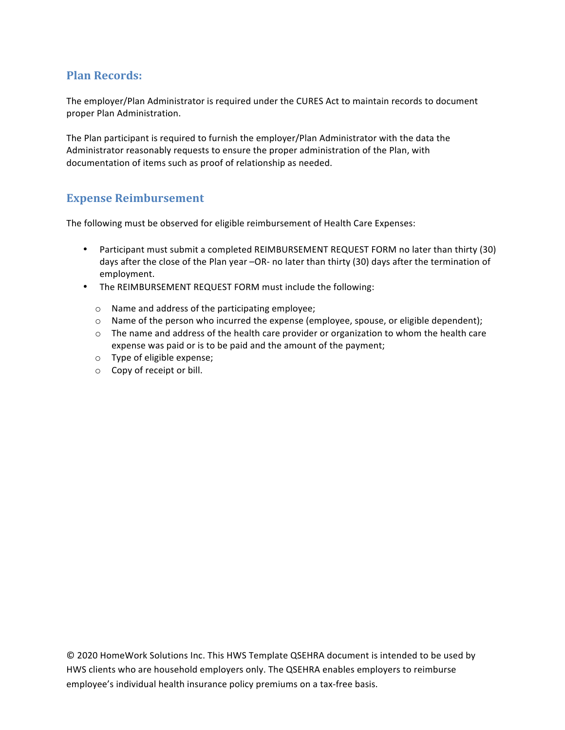## Plan Records:

The employer/Plan Administrator is required under the CURES Act to maintain records to document proper Plan Administration.

The Plan participant is required to furnish the employer/Plan Administrator with the data the Administrator reasonably requests to ensure the proper administration of the Plan, with documentation of items such as proof of relationship as needed.

## Expense Reimbursement

The following must be observed for eligible reimbursement of Health Care Expenses:

- Participant must submit a completed REIMBURSEMENT REQUEST FORM no later than thirty (30) days after the close of the Plan year –OR- no later than thirty (30) days after the termination of employment.
- The REIMBURSEMENT REQUEST FORM must include the following:
  - Name and address of the participating employee;
  - Name of the person who incurred the expense (employee, spouse, or eligible dependent);
  - The name and address of the health care provider or organization to whom the health care expense was paid or is to be paid and the amount of the payment;
  - Type of eligible expense;
  - Copy of receipt or bill.

© 2020 HomeWork Solutions Inc. This HWS Template QSEHRA document is intended to be used by HWS clients who are household employers only. The QSEHRA enables employers to reimburse employee's individual health insurance policy premiums on a tax-free basis.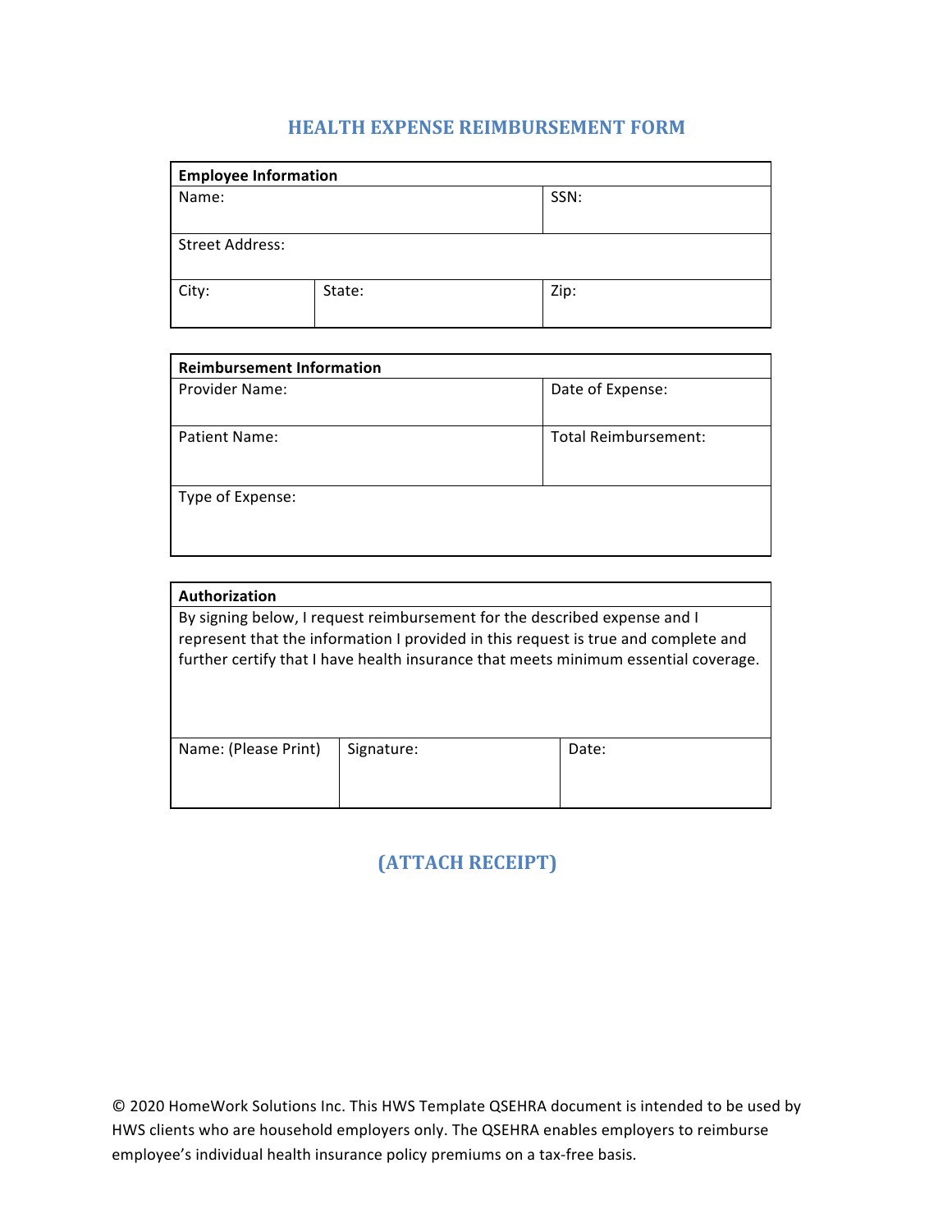# HEALTH EXPENSE REIMBURSEMENT FORM

| **Employee Information** | | |
|---|---|---|
| Name: | | SSN: |
| Street Address: | | |
| City: | State: | Zip: |

| **Reimbursement Information** | |
|---|---|
| Provider Name: | Date of Expense: |
| Patient Name: | Total Reimbursement: |
| Type of Expense: | |

| **Authorization** | | |
|---|---|---|
| By signing below, I request reimbursement for the described expense and I represent that the information I provided in this request is true and complete and further certify that I have health insurance that meets minimum essential coverage. | | |
| Name: (Please Print) | Signature: | Date: |

## (ATTACH RECEIPT)

© 2020 HomeWork Solutions Inc. This HWS Template QSEHRA document is intended to be used by HWS clients who are household employers only. The QSEHRA enables employers to reimburse employee's individual health insurance policy premiums on a tax-free basis.